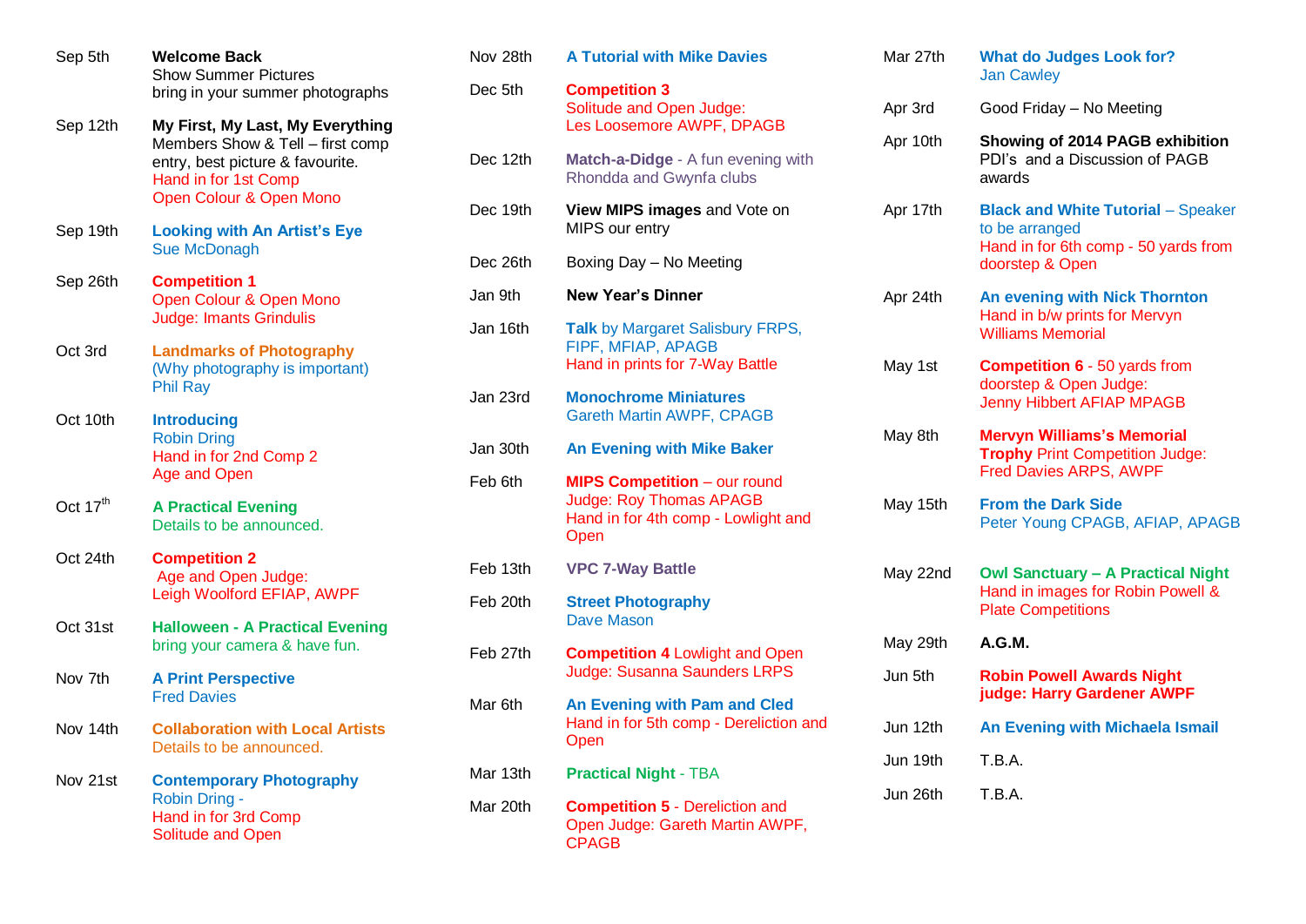| Date | Event |
| --- | --- |
| Sep 5th | **Welcome Back** Show Summer Pictures bring in your summer photographs |
| Sep 12th | **My First, My Last, My Everything** Members Show & Tell – first comp entry, best picture & favourite. Hand in for 1st Comp Open Colour & Open Mono |
| Sep 19th | **Looking with An Artist's Eye** Sue McDonagh |
| Sep 26th | **Competition 1** Open Colour & Open Mono Judge: Imants Grindulis |
| Oct 3rd | **Landmarks of Photography** (Why photography is important) Phil Ray |
| Oct 10th | **Introducing** Robin Dring Hand in for 2nd Comp 2 Age and Open |
| Oct 17th | **A Practical Evening** Details to be announced. |
| Oct 24th | **Competition 2** Age and Open Judge: Leigh Woolford EFIAP, AWPF |
| Oct 31st | **Halloween - A Practical Evening** bring your camera & have fun. |
| Nov 7th | **A Print Perspective** Fred Davies |
| Nov 14th | **Collaboration with Local Artists** Details to be announced. |
| Nov 21st | **Contemporary Photography** Robin Dring - Hand in for 3rd Comp Solitude and Open |
| Nov 28th | **A Tutorial with Mike Davies** |
| Dec 5th | **Competition 3** Solitude and Open Judge: Les Loosemore AWPF, DPAGB |
| Dec 12th | **Match-a-Didge** - A fun evening with Rhondda and Gwynfa clubs |
| Dec 19th | **View MIPS images** and Vote on MIPS our entry |
| Dec 26th | Boxing Day – No Meeting |
| Jan 9th | **New Year's Dinner** |
| Jan 16th | **Talk** by Margaret Salisbury FRPS, FIPF, MFIAP, APAGB Hand in prints for 7-Way Battle |
| Jan 23rd | **Monochrome Miniatures** Gareth Martin AWPF, CPAGB |
| Jan 30th | **An Evening with Mike Baker** |
| Feb 6th | **MIPS Competition** – our round Judge: Roy Thomas APAGB Hand in for 4th comp - Lowlight and Open |
| Feb 13th | **VPC 7-Way Battle** |
| Feb 20th | **Street Photography** Dave Mason |
| Feb 27th | **Competition 4** Lowlight and Open Judge: Susanna Saunders LRPS |
| Mar 6th | **An Evening with Pam and Cled** Hand in for 5th comp - Dereliction and Open |
| Mar 13th | **Practical Night** - TBA |
| Mar 20th | **Competition 5** - Dereliction and Open Judge: Gareth Martin AWPF, CPAGB |
| Mar 27th | **What do Judges Look for?** Jan Cawley |
| Apr 3rd | Good Friday – No Meeting |
| Apr 10th | **Showing of 2014 PAGB exhibition** PDI's and a Discussion of PAGB awards |
| Apr 17th | **Black and White Tutorial** – Speaker to be arranged Hand in for 6th comp - 50 yards from doorstep & Open |
| Apr 24th | **An evening with Nick Thornton** Hand in b/w prints for Mervyn Williams Memorial |
| May 1st | **Competition 6** - 50 yards from doorstep & Open Judge: Jenny Hibbert AFIAP MPAGB |
| May 8th | **Mervyn Williams's Memorial Trophy** Print Competition Judge: Fred Davies ARPS, AWPF |
| May 15th | **From the Dark Side** Peter Young CPAGB, AFIAP, APAGB |
| May 22nd | **Owl Sanctuary – A Practical Night** Hand in images for Robin Powell & Plate Competitions |
| May 29th | **A.G.M.** |
| Jun 5th | **Robin Powell Awards Night judge: Harry Gardener AWPF** |
| Jun 12th | **An Evening with Michaela Ismail** |
| Jun 19th | T.B.A. |
| Jun 26th | T.B.A. |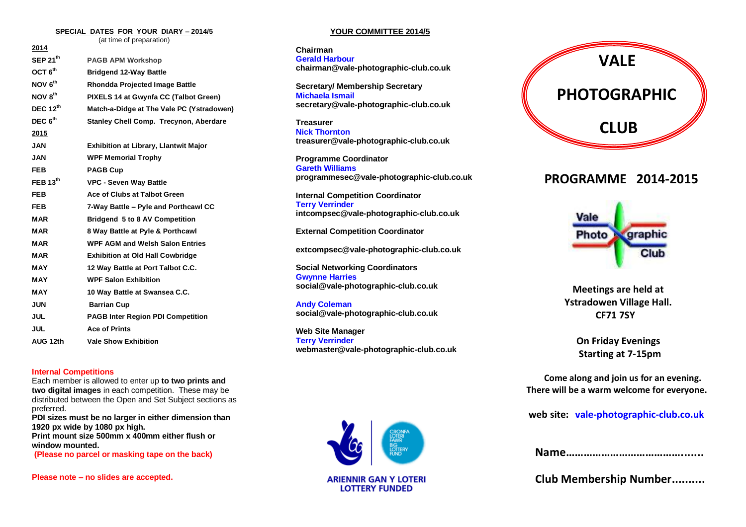## SPECIAL DATES FOR YOUR DIARY – 2014/5

(at time of preparation)

| | |
|---|---|
| **2014** | |
| SEP 21st | PAGB APM Workshop |
| OCT 6th | Bridgend 12-Way Battle |
| NOV 6th | Rhondda Projected Image Battle |
| NOV 8th | PIXELS 14 at Gwynfa CC (Talbot Green) |
| DEC 12th | Match-a-Didge at The Vale PC (Ystradowen) |
| DEC 6th | Stanley Chell Comp. Trecynon, Aberdare |
| **2015** | |
| JAN | Exhibition at Library, Llantwit Major |
| JAN | WPF Memorial Trophy |
| FEB | PAGB Cup |
| FEB 13th | VPC - Seven Way Battle |
| FEB | Ace of Clubs at Talbot Green |
| FEB | 7-Way Battle – Pyle and Porthcawl CC |
| MAR | Bridgend 5 to 8 AV Competition |
| MAR | 8 Way Battle at Pyle & Porthcawl |
| MAR | WPF AGM and Welsh Salon Entries |
| MAR | Exhibition at Old Hall Cowbridge |
| MAY | 12 Way Battle at Port Talbot C.C. |
| MAY | WPF Salon Exhibition |
| MAY | 10 Way Battle at Swansea C.C. |
| JUN | Barrian Cup |
| JUL | PAGB Inter Region PDI Competition |
| JUL | Ace of Prints |
| AUG 12th | Vale Show Exhibition |

**Internal Competitions**

Each member is allowed to enter up **to two prints and two digital images** in each competition. These may be distributed between the Open and Set Subject sections as preferred.

**PDI sizes must be no larger in either dimension than 1920 px wide by 1080 px high.**

**Print mount size 500mm x 400mm either flush or window mounted.**

**(Please no parcel or masking tape on the back)**

**Please note – no slides are accepted.**

## YOUR COMMITTEE 2014/5

**Chairman**
Gerald Harbour
chairman@vale-photographic-club.co.uk

**Secretary/ Membership Secretary**
Michaela Ismail
secretary@vale-photographic-club.co.uk

**Treasurer**
Nick Thornton
treasurer@vale-photographic-club.co.uk

**Programme Coordinator**
Gareth Williams
programmesec@vale-photographic-club.co.uk

**Internal Competition Coordinator**
Terry Verrinder
intcompsec@vale-photographic-club.co.uk

**External Competition Coordinator**

extcompsec@vale-photographic-club.co.uk

**Social Networking Coordinators**
Gwynne Harries
social@vale-photographic-club.co.uk

Andy Coleman
social@vale-photographic-club.co.uk

**Web Site Manager**
Terry Verrinder
webmaster@vale-photographic-club.co.uk

CRONFA LOTERI FAWR BIG LOTTERY FUND

ARIENNIR GAN Y LOTERI
LOTTERY FUNDED

# VALE PHOTOGRAPHIC CLUB

## PROGRAMME 2014-2015

Vale Photographic Club

**Meetings are held at Ystradowen Village Hall. CF71 7SY**

**On Friday Evenings Starting at 7-15pm**

**Come along and join us for an evening. There will be a warm welcome for everyone.**

**web site: vale-photographic-club.co.uk**

**Name…………………………………......**

**Club Membership Number..........**